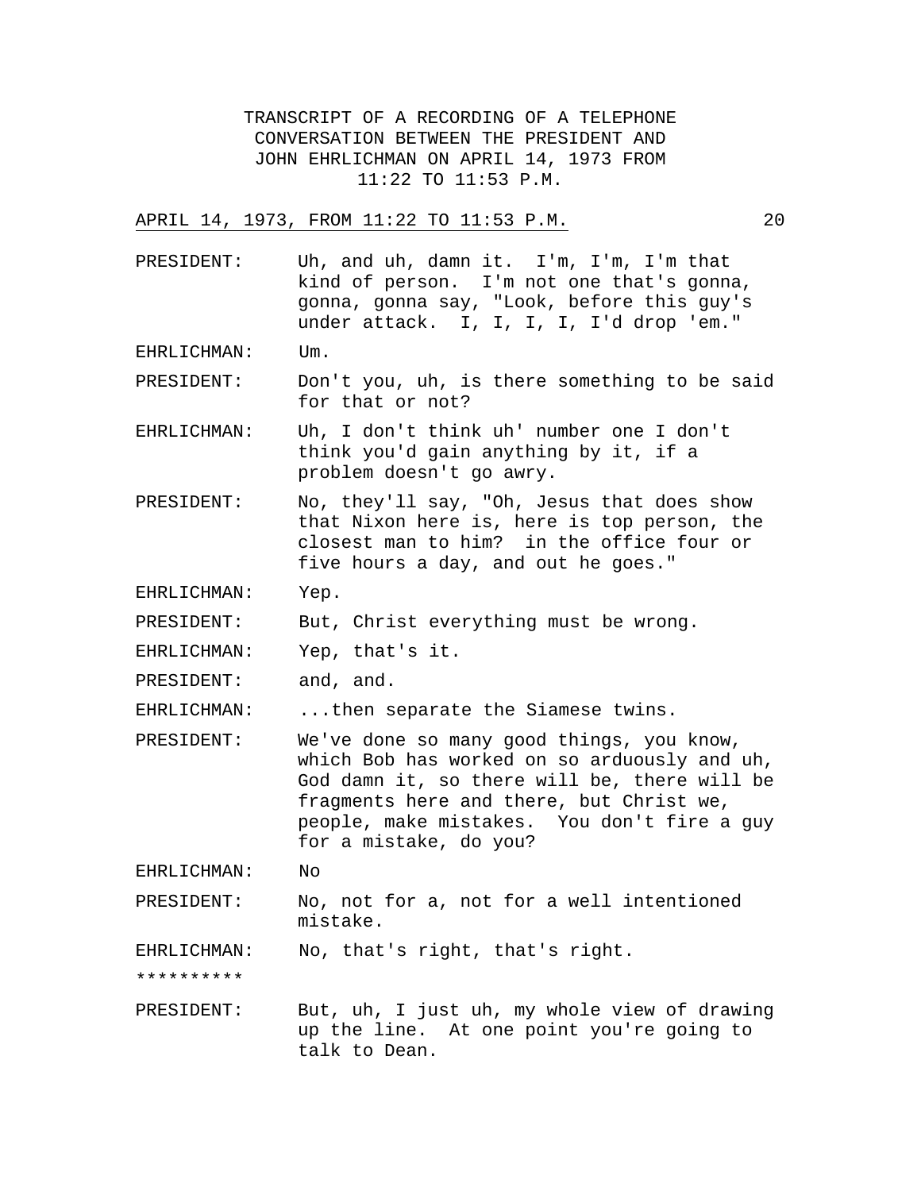TRANSCRIPT OF A RECORDING OF A TELEPHONE CONVERSATION BETWEEN THE PRESIDENT AND JOHN EHRLICHMAN ON APRIL 14, 1973 FROM 11:22 TO 11:53 P.M.

APRIL 14, 1973, FROM 11:22 TO 11:53 P.M.

PRESIDENT: Uh, and uh, damn it. I'm, I'm, I'm that kind of person. I'm not one that's gonna, gonna, gonna say, "Look, before this guy's under attack. I, I, I, I, I'd drop 'em."

EHRLICHMAN: Um.

PRESIDENT: Don't you, uh, is there something to be said for that or not?

EHRLICHMAN: Uh, I don't think uh' number one I don't think you'd gain anything by it, if a problem doesn't go awry.

PRESIDENT: No, they'll say, "Oh, Jesus that does show that Nixon here is, here is top person, the closest man to him? in the office four or five hours a day, and out he goes."

EHRLICHMAN: Yep.

PRESIDENT: But, Christ everything must be wrong.

EHRLICHMAN: Yep, that's it.

PRESIDENT: and, and.

EHRLICHMAN: ...then separate the Siamese twins.

PRESIDENT: We've done so many good things, you know, which Bob has worked on so arduously and uh, God damn it, so there will be, there will be fragments here and there, but Christ we, people, make mistakes. You don't fire a guy for a mistake, do you?

EHRLICHMAN: No

PRESIDENT: No, not for a, not for a well intentioned mistake.

EHRLICHMAN: No, that's right, that's right.

**********

PRESIDENT: But, uh, I just uh, my whole view of drawing up the line. At one point you're going to talk to Dean.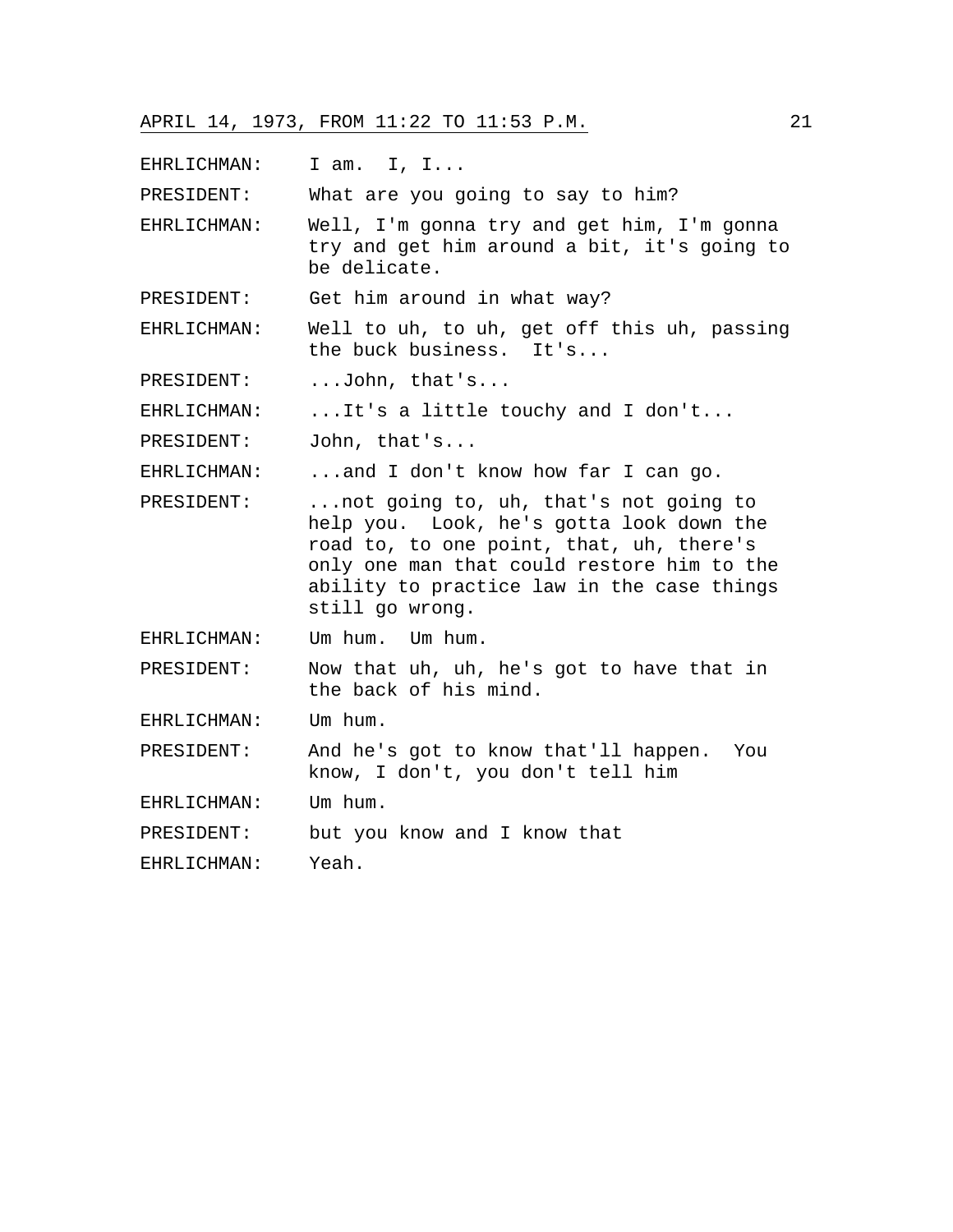EHRLICHMAN: I am. I, I...

PRESIDENT: What are you going to say to him?

EHRLICHMAN: Well, I'm gonna try and get him, I'm gonna try and get him around a bit, it's going to be delicate.

PRESIDENT: Get him around in what way?

EHRLICHMAN: Well to uh, to uh, get off this uh, passing the buck business. It's...

PRESIDENT: ...John, that's...

EHRLICHMAN: ...It's a little touchy and I don't...

PRESIDENT: John, that's...

EHRLICHMAN: ...and I don't know how far I can go.

PRESIDENT: ...not going to, uh, that's not going to help you. Look, he's gotta look down the road to, to one point, that, uh, there's only one man that could restore him to the ability to practice law in the case things still go wrong.

EHRLICHMAN: Um hum. Um hum.

PRESIDENT: Now that uh, uh, he's got to have that in the back of his mind.

EHRLICHMAN: Um hum.

PRESIDENT: And he's got to know that'll happen. You know, I don't, you don't tell him

EHRLICHMAN: Um hum.

PRESIDENT: but you know and I know that

EHRLICHMAN: Yeah.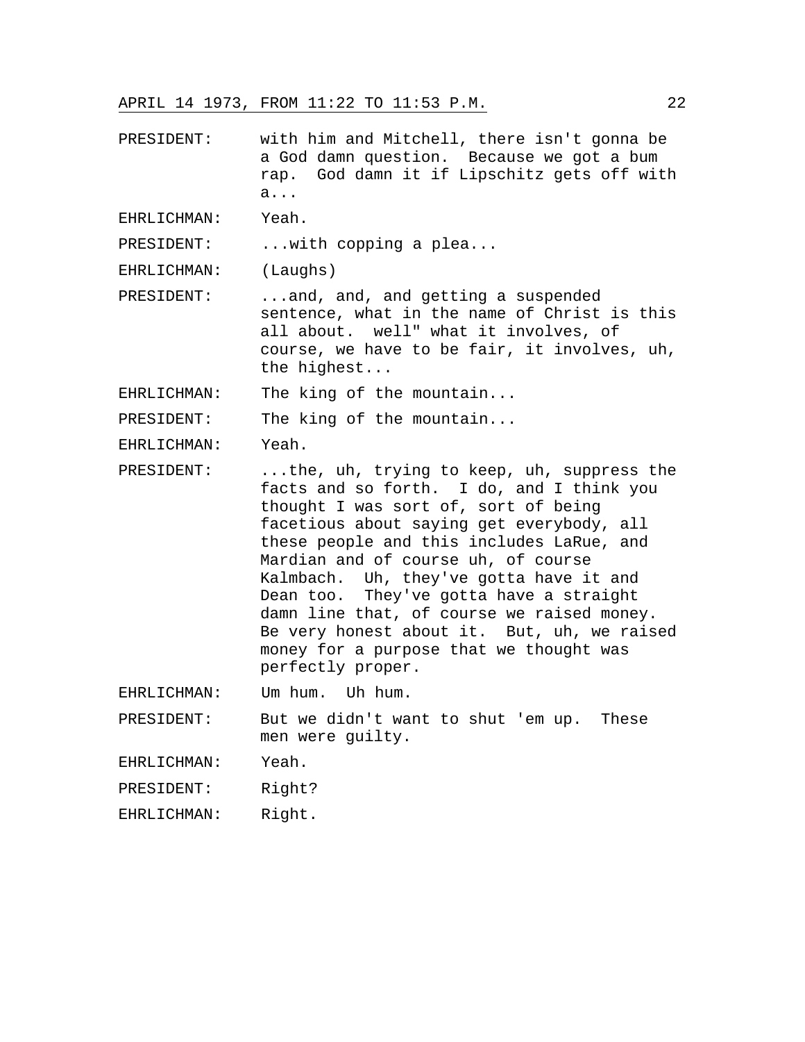PRESIDENT: with him and Mitchell, there isn't gonna be a God damn question. Because we got a bum rap. God damn it if Lipschitz gets off with a...

EHRLICHMAN: Yeah.

PRESIDENT: ...with copping a plea...

EHRLICHMAN: (Laughs)

PRESIDENT: ...and, and, and getting a suspended sentence, what in the name of Christ is this all about. well" what it involves, of course, we have to be fair, it involves, uh, the highest...

EHRLICHMAN: The king of the mountain...

PRESIDENT: The king of the mountain...

EHRLICHMAN: Yeah.

PRESIDENT: ...the, uh, trying to keep, uh, suppress the facts and so forth. I do, and I think you thought I was sort of, sort of being facetious about saying get everybody, all these people and this includes LaRue, and Mardian and of course uh, of course Kalmbach. Uh, they've gotta have it and Dean too. They've gotta have a straight damn line that, of course we raised money. Be very honest about it. But, uh, we raised money for a purpose that we thought was perfectly proper.

EHRLICHMAN: Um hum. Uh hum.

PRESIDENT: But we didn't want to shut 'em up. These men were guilty.

EHRLICHMAN: Yeah.

PRESIDENT: Right?

EHRLICHMAN: Right.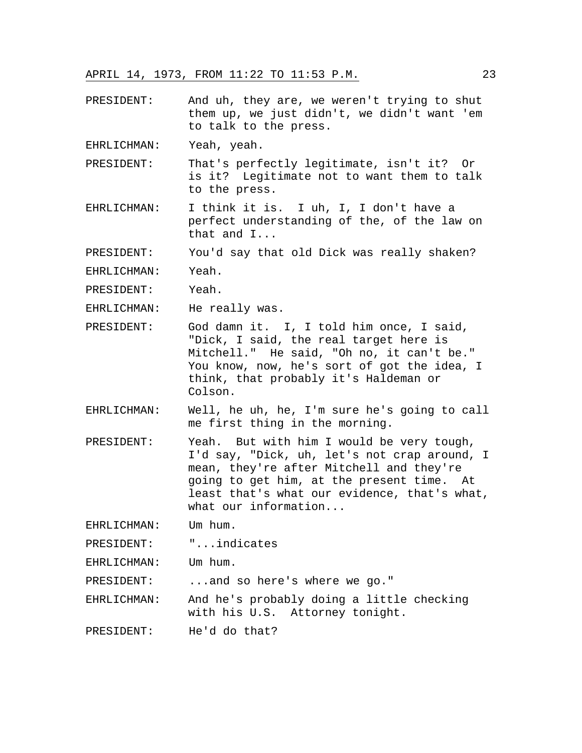PRESIDENT: And uh, they are, we weren't trying to shut them up, we just didn't, we didn't want 'em to talk to the press.

EHRLICHMAN: Yeah, yeah.

PRESIDENT: That's perfectly legitimate, isn't it? Or is it? Legitimate not to want them to talk to the press.

EHRLICHMAN: I think it is. I uh, I, I don't have a perfect understanding of the, of the law on that and I...

PRESIDENT: You'd say that old Dick was really shaken?

EHRLICHMAN: Yeah.

PRESIDENT: Yeah.

EHRLICHMAN: He really was.

PRESIDENT: God damn it. I, I told him once, I said, "Dick, I said, the real target here is Mitchell." He said, "Oh no, it can't be." You know, now, he's sort of got the idea, I think, that probably it's Haldeman or Colson.

EHRLICHMAN: Well, he uh, he, I'm sure he's going to call me first thing in the morning.

PRESIDENT: Yeah. But with him I would be very tough, I'd say, "Dick, uh, let's not crap around, I mean, they're after Mitchell and they're going to get him, at the present time. At least that's what our evidence, that's what, what our information...

EHRLICHMAN: Um hum.

PRESIDENT: "...indicates

EHRLICHMAN: Um hum.

PRESIDENT: ...and so here's where we go."

EHRLICHMAN: And he's probably doing a little checking with his U.S. Attorney tonight.

PRESIDENT: He'd do that?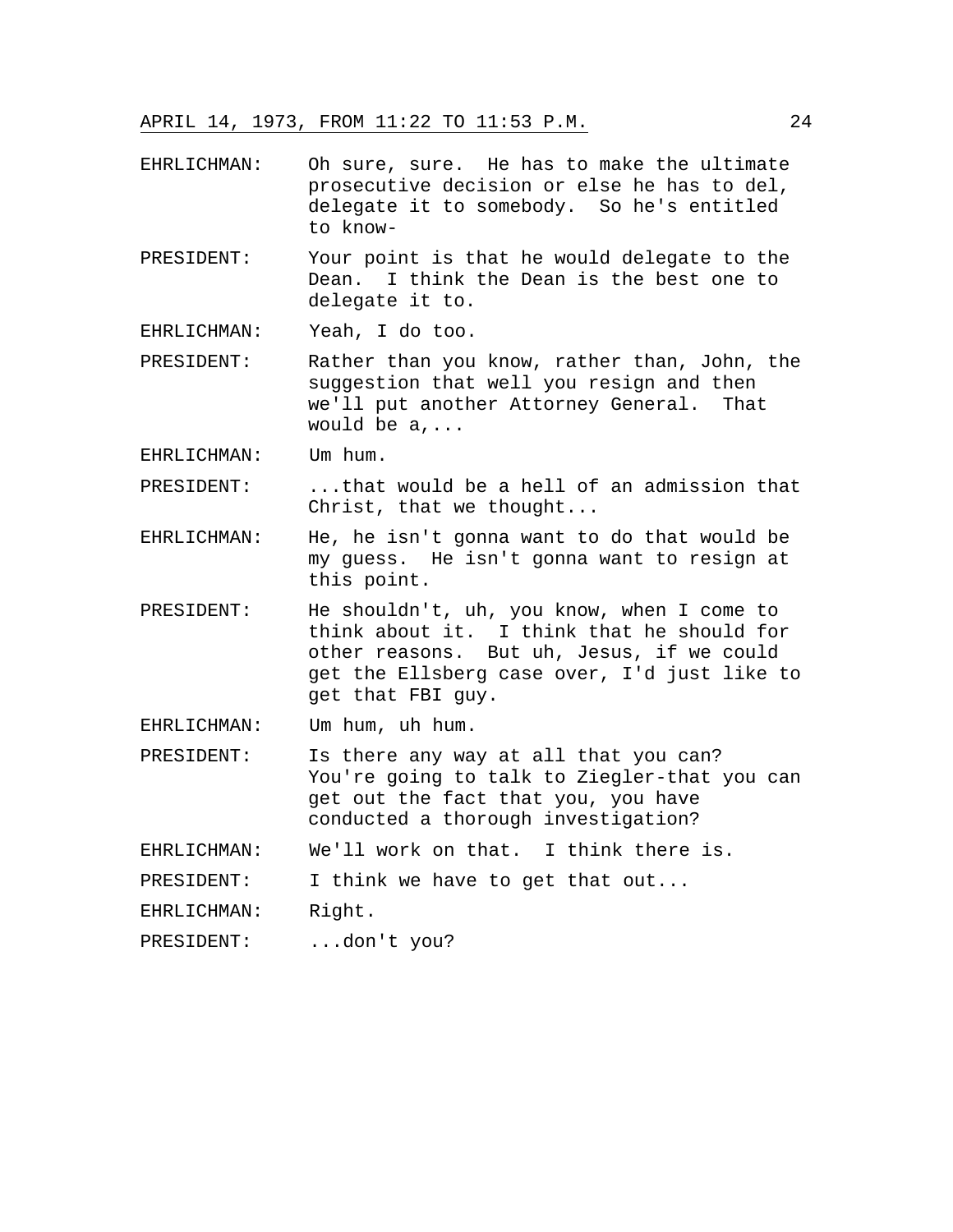EHRLICHMAN: Oh sure, sure. He has to make the ultimate prosecutive decision or else he has to del, delegate it to somebody. So he's entitled to know-

PRESIDENT: Your point is that he would delegate to the Dean. I think the Dean is the best one to delegate it to.

EHRLICHMAN: Yeah, I do too.

PRESIDENT: Rather than you know, rather than, John, the suggestion that well you resign and then we'll put another Attorney General. That would be a,...

EHRLICHMAN: Um hum.

PRESIDENT: ...that would be a hell of an admission that Christ, that we thought...

EHRLICHMAN: He, he isn't gonna want to do that would be my guess. He isn't gonna want to resign at this point.

PRESIDENT: He shouldn't, uh, you know, when I come to think about it. I think that he should for other reasons. But uh, Jesus, if we could get the Ellsberg case over, I'd just like to get that FBI guy.

EHRLICHMAN: Um hum, uh hum.

PRESIDENT: Is there any way at all that you can? You're going to talk to Ziegler-that you can get out the fact that you, you have conducted a thorough investigation?

EHRLICHMAN: We'll work on that. I think there is.

PRESIDENT: I think we have to get that out...

EHRLICHMAN: Right.

PRESIDENT: ...don't you?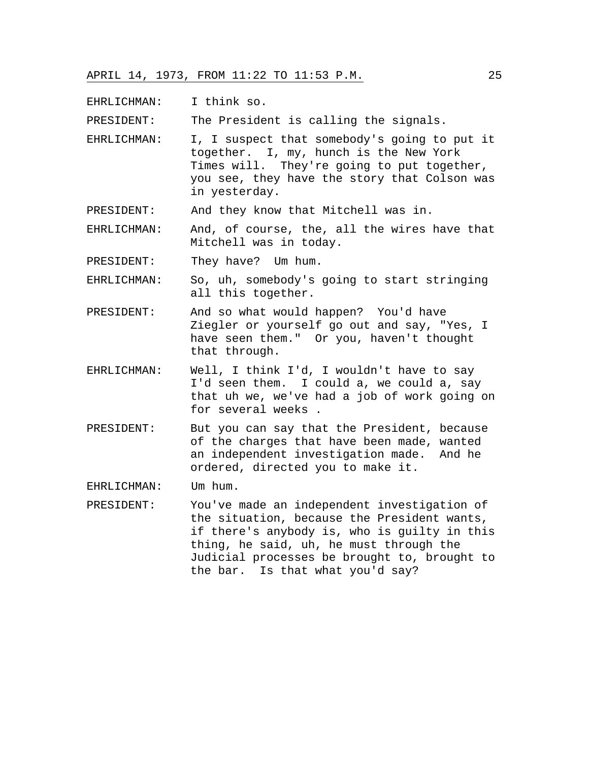EHRLICHMAN: I think so.

PRESIDENT: The President is calling the signals.

EHRLICHMAN: I, I suspect that somebody's going to put it together. I, my, hunch is the New York Times will. They're going to put together, you see, they have the story that Colson was in yesterday.

PRESIDENT: And they know that Mitchell was in.

EHRLICHMAN: And, of course, the, all the wires have that Mitchell was in today.

PRESIDENT: They have? Um hum.

EHRLICHMAN: So, uh, somebody's going to start stringing all this together.

PRESIDENT: And so what would happen? You'd have Ziegler or yourself go out and say, "Yes, I have seen them." Or you, haven't thought that through.

EHRLICHMAN: Well, I think I'd, I wouldn't have to say I'd seen them. I could a, we could a, say that uh we, we've had a job of work going on for several weeks .

PRESIDENT: But you can say that the President, because of the charges that have been made, wanted an independent investigation made. And he ordered, directed you to make it.

EHRLICHMAN: Um hum.

PRESIDENT: You've made an independent investigation of the situation, because the President wants, if there's anybody is, who is guilty in this thing, he said, uh, he must through the Judicial processes be brought to, brought to the bar. Is that what you'd say?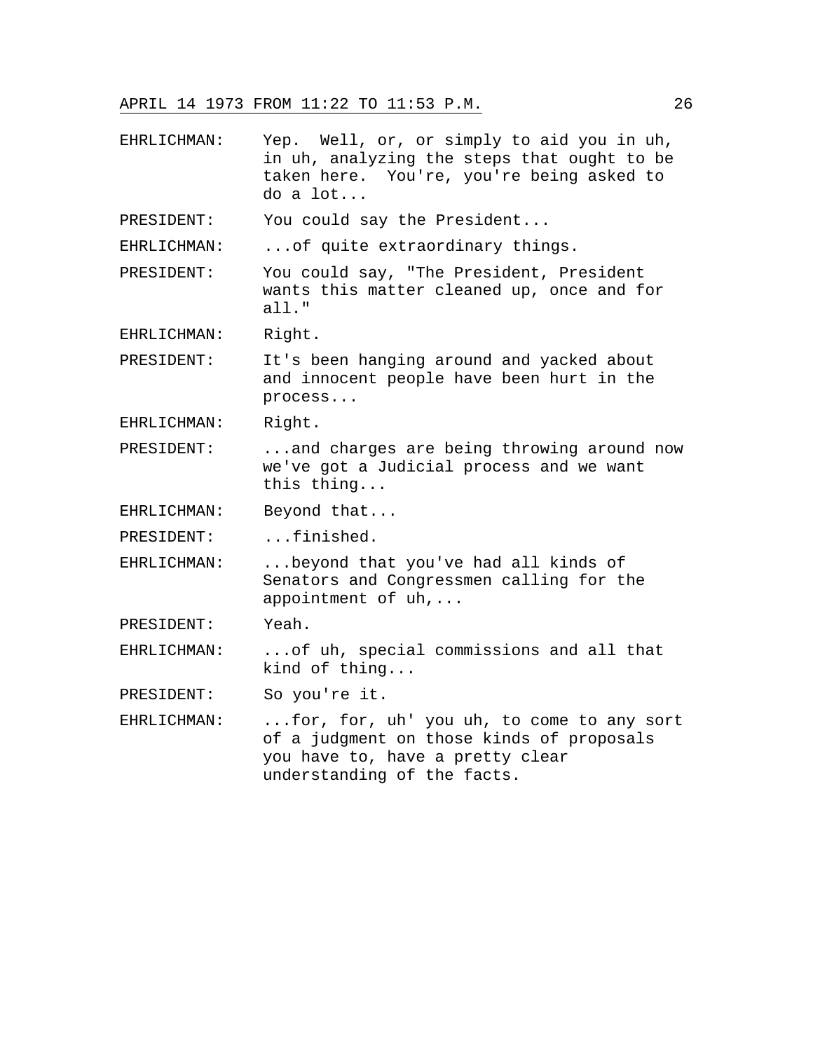APRIL 14 1973 FROM 11:22 TO 11:53 P.M.

EHRLICHMAN: Yep. Well, or, or simply to aid you in uh, in uh, analyzing the steps that ought to be taken here. You're, you're being asked to do a lot...

PRESIDENT: You could say the President...

EHRLICHMAN: ...of quite extraordinary things.

PRESIDENT: You could say, "The President, President wants this matter cleaned up, once and for all."

EHRLICHMAN: Right.

PRESIDENT: It's been hanging around and yacked about and innocent people have been hurt in the process...

EHRLICHMAN: Right.

PRESIDENT: ...and charges are being throwing around now we've got a Judicial process and we want this thing...

EHRLICHMAN: Beyond that...

PRESIDENT: ...finished.

EHRLICHMAN: ...beyond that you've had all kinds of Senators and Congressmen calling for the appointment of uh,...

PRESIDENT: Yeah.

EHRLICHMAN: ...of uh, special commissions and all that kind of thing...

PRESIDENT: So you're it.

EHRLICHMAN: ...for, for, uh' you uh, to come to any sort of a judgment on those kinds of proposals you have to, have a pretty clear understanding of the facts.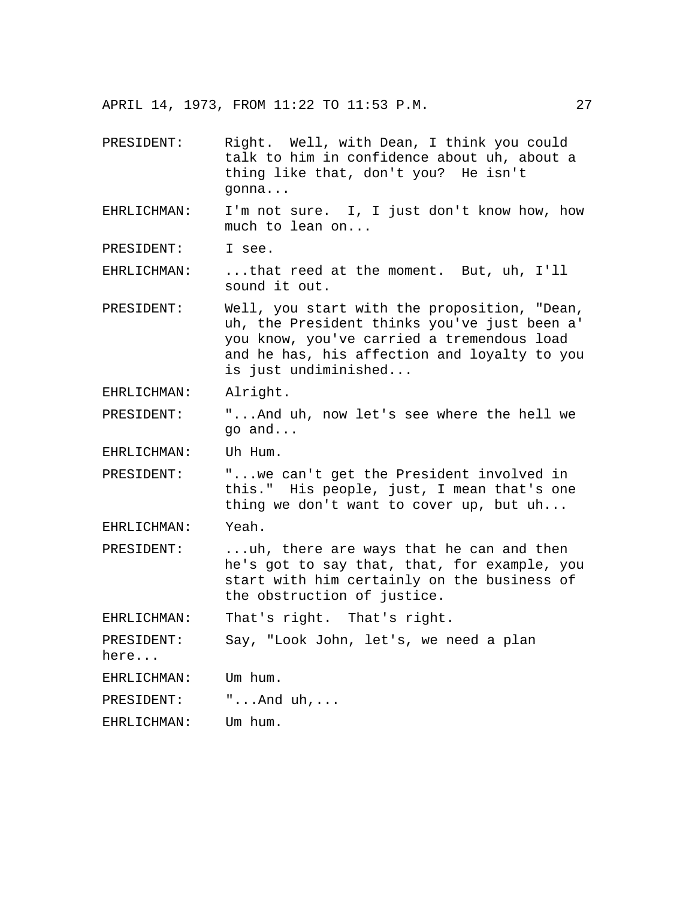PRESIDENT: Right. Well, with Dean, I think you could talk to him in confidence about uh, about a thing like that, don't you? He isn't gonna...

EHRLICHMAN: I'm not sure. I, I just don't know how, how much to lean on...

PRESIDENT: I see.

EHRLICHMAN: ...that reed at the moment. But, uh, I'll sound it out.

PRESIDENT: Well, you start with the proposition, "Dean, uh, the President thinks you've just been a' you know, you've carried a tremendous load and he has, his affection and loyalty to you is just undiminished...

EHRLICHMAN: Alright.

PRESIDENT: "...And uh, now let's see where the hell we go and...

EHRLICHMAN: Uh Hum.

PRESIDENT: "...we can't get the President involved in this." His people, just, I mean that's one thing we don't want to cover up, but uh...

EHRLICHMAN: Yeah.

PRESIDENT: ...uh, there are ways that he can and then he's got to say that, that, for example, you start with him certainly on the business of the obstruction of justice.

EHRLICHMAN: That's right. That's right.

PRESIDENT: Say, "Look John, let's, we need a plan here...

EHRLICHMAN: Um hum.

PRESIDENT: "...And uh,...

EHRLICHMAN: Um hum.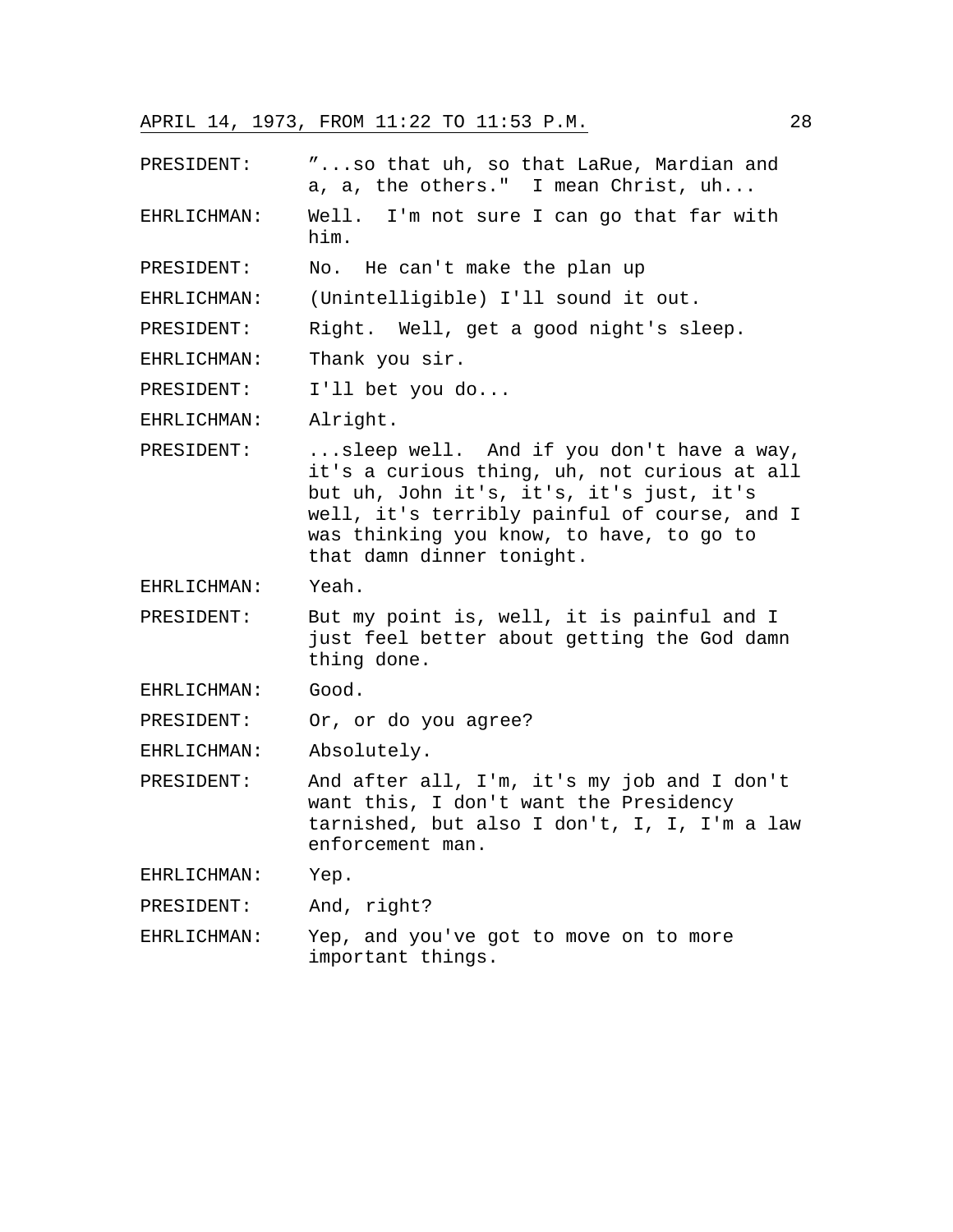PRESIDENT: "...so that uh, so that LaRue, Mardian and a, a, the others." I mean Christ, uh...

EHRLICHMAN: Well. I'm not sure I can go that far with him.

PRESIDENT: No. He can't make the plan up

EHRLICHMAN: (Unintelligible) I'll sound it out.

PRESIDENT: Right. Well, get a good night's sleep.

EHRLICHMAN: Thank you sir.

PRESIDENT: I'll bet you do...

EHRLICHMAN: Alright.

PRESIDENT: ...sleep well. And if you don't have a way, it's a curious thing, uh, not curious at all but uh, John it's, it's, it's just, it's well, it's terribly painful of course, and I was thinking you know, to have, to go to that damn dinner tonight.

EHRLICHMAN: Yeah.

PRESIDENT: But my point is, well, it is painful and I just feel better about getting the God damn thing done.

EHRLICHMAN: Good.

PRESIDENT: Or, or do you agree?

EHRLICHMAN: Absolutely.

PRESIDENT: And after all, I'm, it's my job and I don't want this, I don't want the Presidency tarnished, but also I don't, I, I, I'm a law enforcement man.

EHRLICHMAN: Yep.

PRESIDENT: And, right?

EHRLICHMAN: Yep, and you've got to move on to more important things.